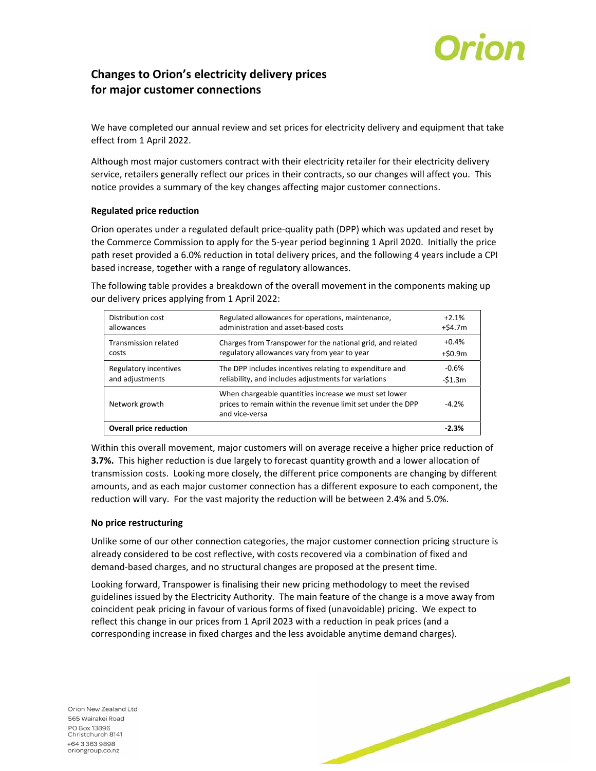# Changes to Orion's electricity delivery prices for major customer connections

We have completed our annual review and set prices for electricity delivery and equipment that take effect from 1 April 2022.

Although most major customers contract with their electricity retailer for their electricity delivery service, retailers generally reflect our prices in their contracts, so our changes will affect you. This notice provides a summary of the key changes affecting major customer connections.

**Regulated price reduction**

Orion operates under a regulated default price-quality path (DPP) which was updated and reset by the Commerce Commission to apply for the 5-year period beginning 1 April 2020. Initially the price path reset provided a 6.0% reduction in total delivery prices, and the following 4 years include a CPI based increase, together with a range of regulatory allowances.

The following table provides a breakdown of the overall movement in the components making up our delivery prices applying from 1 April 2022:

| | | |
|---|---|---|
| Distribution cost allowances | Regulated allowances for operations, maintenance, administration and asset-based costs | +2.1% +$4.7m |
| Transmission related costs | Charges from Transpower for the national grid, and related regulatory allowances vary from year to year | +0.4% +$0.9m |
| Regulatory incentives and adjustments | The DPP includes incentives relating to expenditure and reliability, and includes adjustments for variations | -0.6% -$1.3m |
| Network growth | When chargeable quantities increase we must set lower prices to remain within the revenue limit set under the DPP and vice-versa | -4.2% |
| **Overall price reduction** | | **-2.3%** |

Within this overall movement, major customers will on average receive a higher price reduction of **3.7%.** This higher reduction is due largely to forecast quantity growth and a lower allocation of transmission costs. Looking more closely, the different price components are changing by different amounts, and as each major customer connection has a different exposure to each component, the reduction will vary. For the vast majority the reduction will be between 2.4% and 5.0%.

**No price restructuring**

Unlike some of our other connection categories, the major customer connection pricing structure is already considered to be cost reflective, with costs recovered via a combination of fixed and demand-based charges, and no structural changes are proposed at the present time.

Looking forward, Transpower is finalising their new pricing methodology to meet the revised guidelines issued by the Electricity Authority. The main feature of the change is a move away from coincident peak pricing in favour of various forms of fixed (unavoidable) pricing. We expect to reflect this change in our prices from 1 April 2023 with a reduction in peak prices (and a corresponding increase in fixed charges and the less avoidable anytime demand charges).

Orion New Zealand Ltd
565 Wairakei Road
PO Box 13896
Christchurch 8141
+64 3 363 9898
oriongroup.co.nz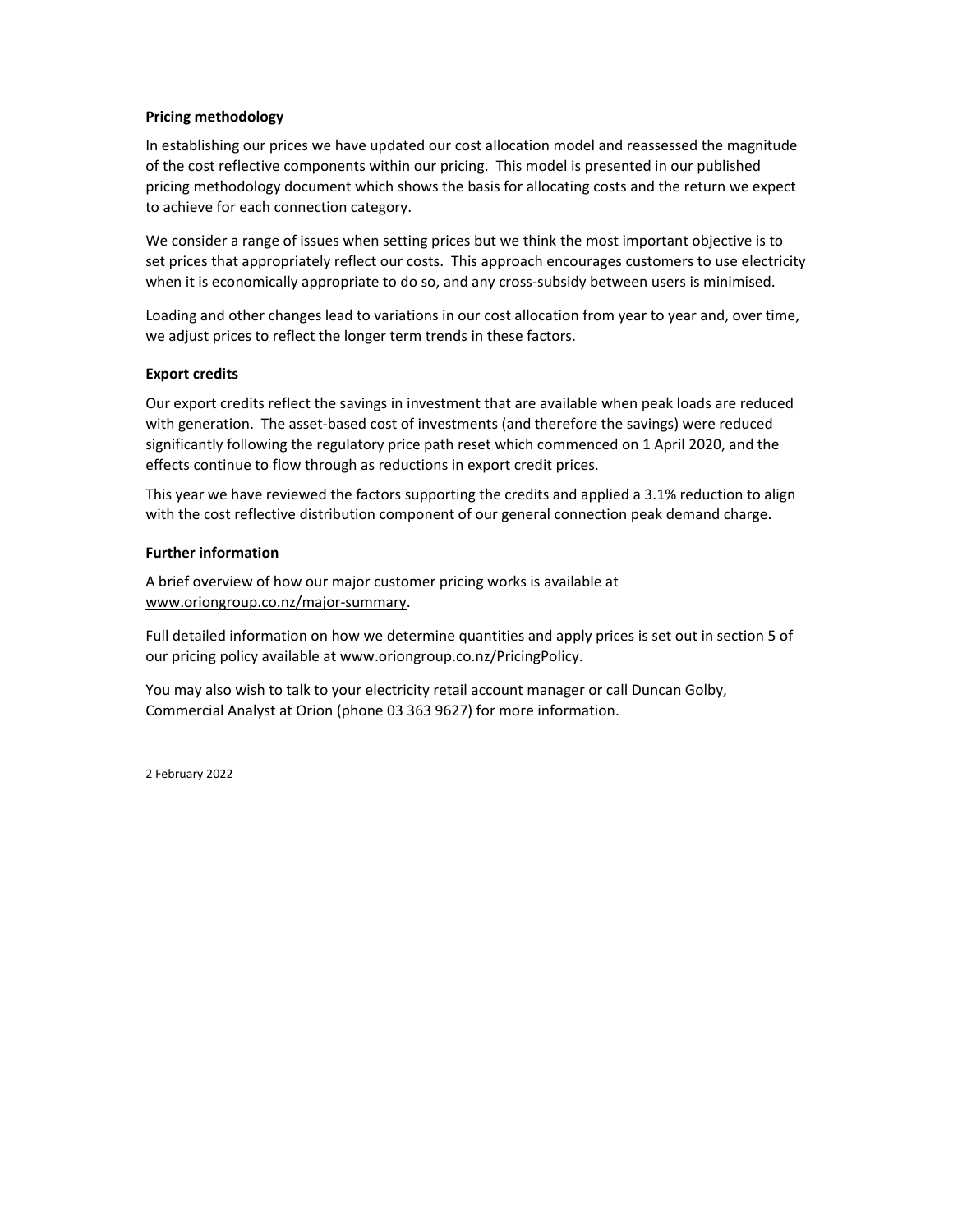**Pricing methodology**

In establishing our prices we have updated our cost allocation model and reassessed the magnitude of the cost reflective components within our pricing. This model is presented in our published pricing methodology document which shows the basis for allocating costs and the return we expect to achieve for each connection category.

We consider a range of issues when setting prices but we think the most important objective is to set prices that appropriately reflect our costs. This approach encourages customers to use electricity when it is economically appropriate to do so, and any cross-subsidy between users is minimised.

Loading and other changes lead to variations in our cost allocation from year to year and, over time, we adjust prices to reflect the longer term trends in these factors.

**Export credits**

Our export credits reflect the savings in investment that are available when peak loads are reduced with generation. The asset-based cost of investments (and therefore the savings) were reduced significantly following the regulatory price path reset which commenced on 1 April 2020, and the effects continue to flow through as reductions in export credit prices.

This year we have reviewed the factors supporting the credits and applied a 3.1% reduction to align with the cost reflective distribution component of our general connection peak demand charge.

**Further information**

A brief overview of how our major customer pricing works is available at www.oriongroup.co.nz/major-summary.

Full detailed information on how we determine quantities and apply prices is set out in section 5 of our pricing policy available at www.oriongroup.co.nz/PricingPolicy.

You may also wish to talk to your electricity retail account manager or call Duncan Golby, Commercial Analyst at Orion (phone 03 363 9627) for more information.

2 February 2022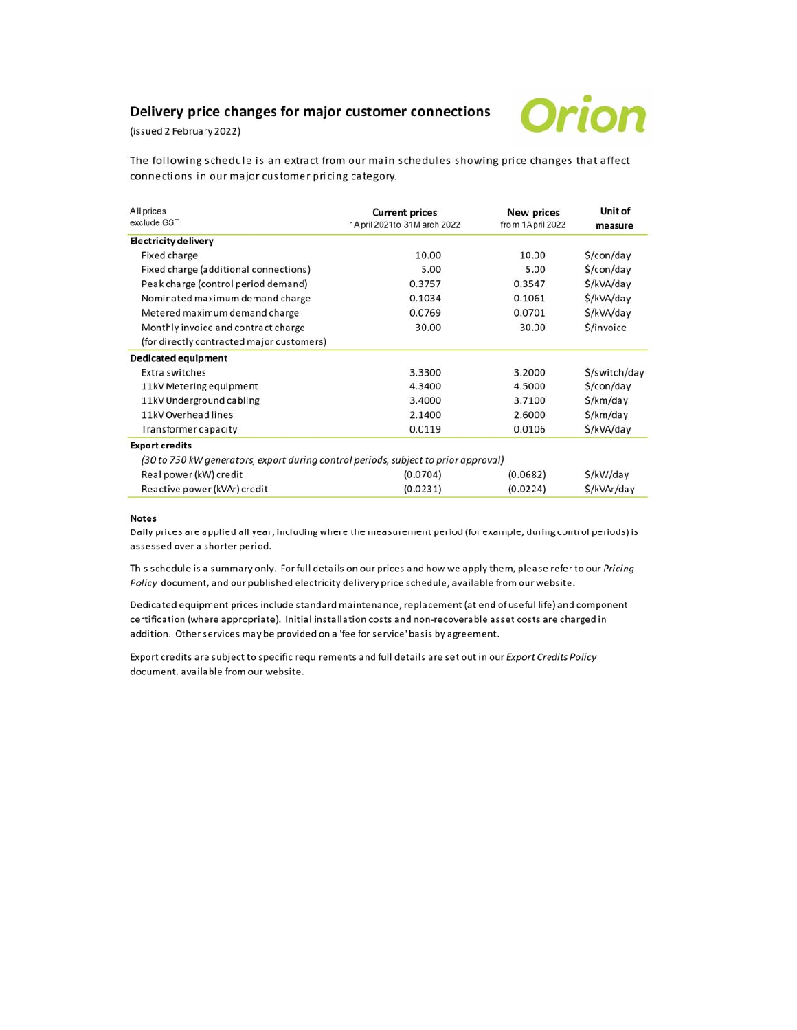## Delivery price changes for major customer connections

(issued 2 February 2022)

Orion

The following schedule is an extract from our main schedules showing price changes that affect connections in our major customer pricing category.

| All prices exclude GST | Current prices 1 April 2021 to 31 March 2022 | New prices from 1 April 2022 | Unit of measure |
|---|---|---|---|
| **Electricity delivery** | | | |
| Fixed charge | 10.00 | 10.00 | $/con/day |
| Fixed charge (additional connections) | 5.00 | 5.00 | $/con/day |
| Peak charge (control period demand) | 0.3757 | 0.3547 | $/kVA/day |
| Nominated maximum demand charge | 0.1034 | 0.1061 | $/kVA/day |
| Metered maximum demand charge | 0.0769 | 0.0701 | $/kVA/day |
| Monthly invoice and contract charge (for directly contracted major customers) | 30.00 | 30.00 | $/invoice |
| **Dedicated equipment** | | | |
| Extra switches | 3.3300 | 3.2000 | $/switch/day |
| 11kV Metering equipment | 4.3400 | 4.5000 | $/con/day |
| 11kV Underground cabling | 3.4000 | 3.7100 | $/km/day |
| 11kV Overhead lines | 2.1400 | 2.6000 | $/km/day |
| Transformer capacity | 0.0119 | 0.0106 | $/kVA/day |
| **Export credits** | | | |
| *(30 to 750 kW generators, export during control periods, subject to prior approval)* | | | |
| Real power (kW) credit | (0.0704) | (0.0682) | $/kW/day |
| Reactive power (kVAr) credit | (0.0231) | (0.0224) | $/kVAr/day |

**Notes**

Daily prices are applied all year, including where the measurement period (for example, during control periods) is assessed over a shorter period.

This schedule is a summary only. For full details on our prices and how we apply them, please refer to our *Pricing Policy* document, and our published electricity delivery price schedule, available from our website.

Dedicated equipment prices include standard maintenance, replacement (at end of useful life) and component certification (where appropriate). Initial installation costs and non-recoverable asset costs are charged in addition. Other services may be provided on a 'fee for service' basis by agreement.

Export credits are subject to specific requirements and full details are set out in our *Export Credits Policy* document, available from our website.